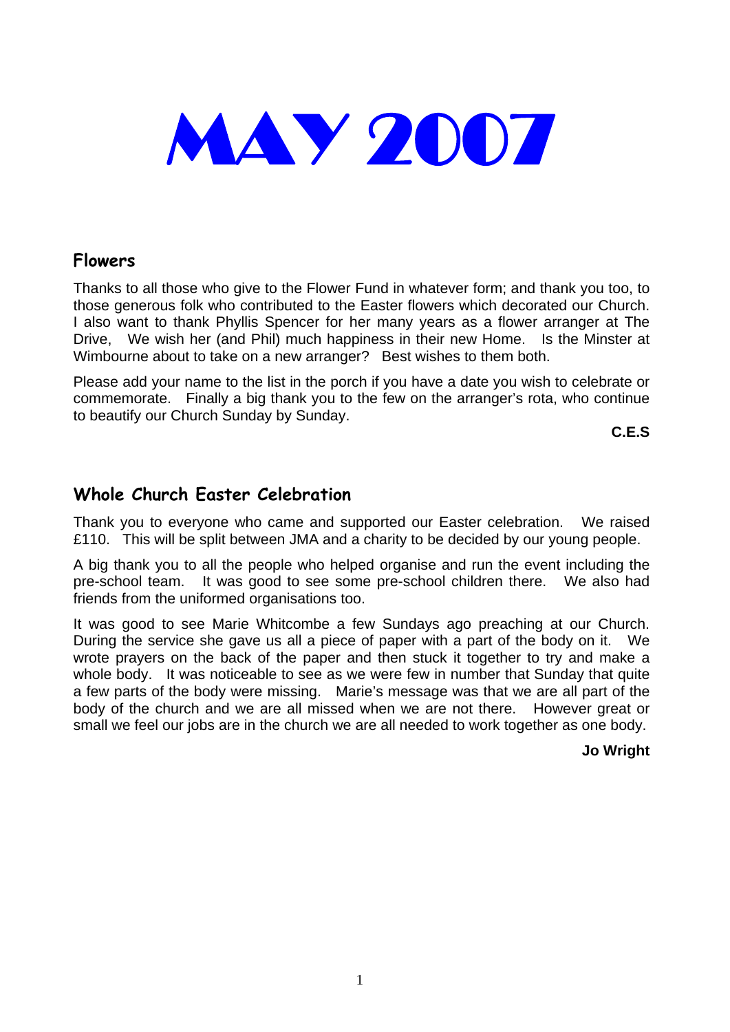# MAY 2007

## Flowers

Thanks to all those who give to the Flower Fund in whatever form; and thank you too, to those generous folk who contributed to the Easter flowers which decorated our Church. I also want to thank Phyllis Spencer for her many years as a flower arranger at The Drive, We wish her (and Phil) much happiness in their new Home. Is the Minster at Wimbourne about to take on a new arranger? Best wishes to them both.

Please add your name to the list in the porch if you have a date you wish to celebrate or commemorate. Finally a big thank you to the few on the arranger's rota, who continue to beautify our Church Sunday by Sunday.

**C.E.S**

## Whole Church Easter Celebration

Thank you to everyone who came and supported our Easter celebration. We raised £110. This will be split between JMA and a charity to be decided by our young people.

A big thank you to all the people who helped organise and run the event including the pre-school team. It was good to see some pre-school children there. We also had friends from the uniformed organisations too.

It was good to see Marie Whitcombe a few Sundays ago preaching at our Church. During the service she gave us all a piece of paper with a part of the body on it. We wrote prayers on the back of the paper and then stuck it together to try and make a whole body. It was noticeable to see as we were few in number that Sunday that quite a few parts of the body were missing. Marie's message was that we are all part of the body of the church and we are all missed when we are not there. However great or small we feel our jobs are in the church we are all needed to work together as one body.

**Jo Wright**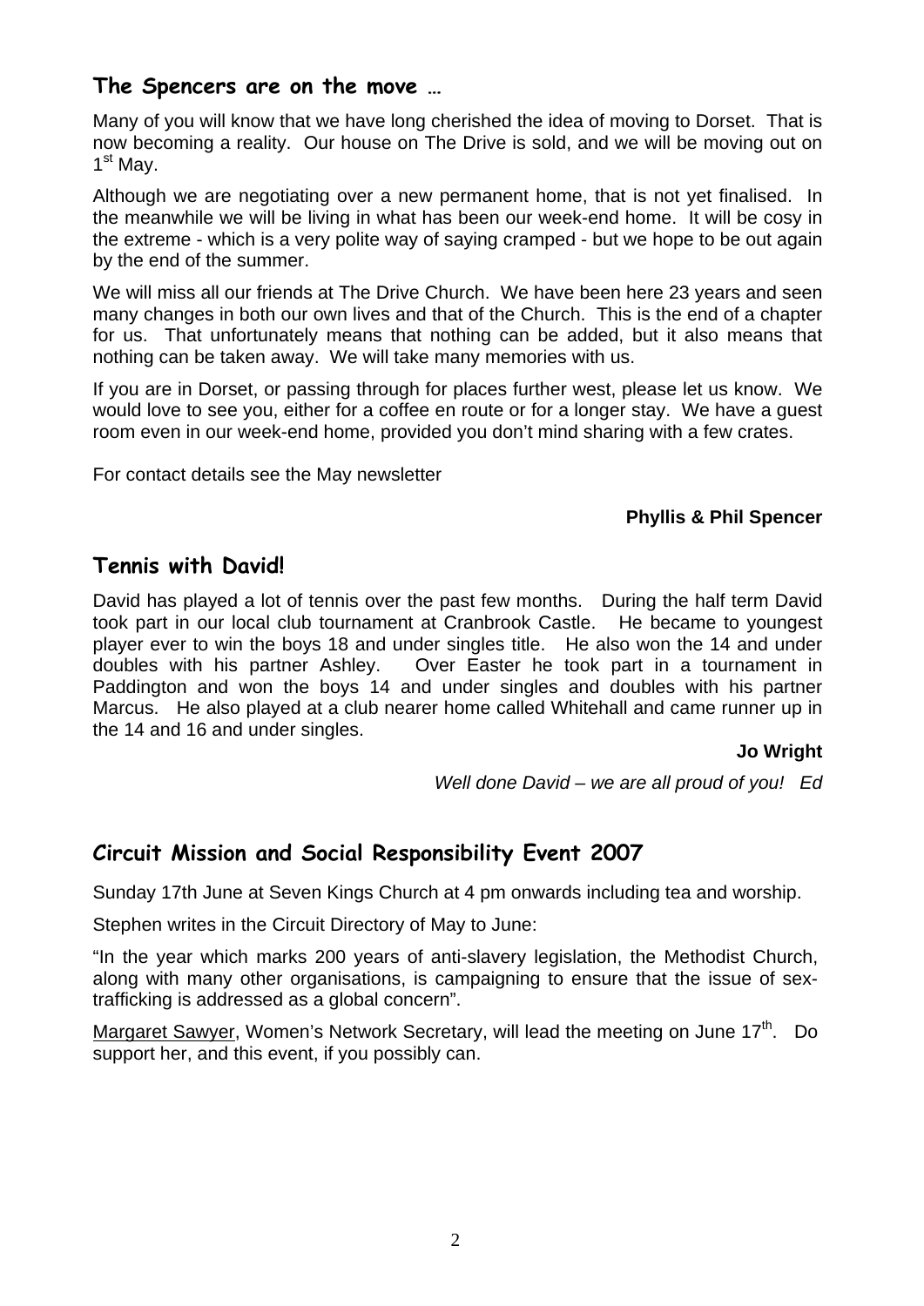## The Spencers are on the move …

Many of you will know that we have long cherished the idea of moving to Dorset. That is now becoming a reality. Our house on The Drive is sold, and we will be moving out on 1st May.

Although we are negotiating over a new permanent home, that is not yet finalised. In the meanwhile we will be living in what has been our week-end home. It will be cosy in the extreme - which is a very polite way of saying cramped - but we hope to be out again by the end of the summer.

We will miss all our friends at The Drive Church. We have been here 23 years and seen many changes in both our own lives and that of the Church. This is the end of a chapter for us. That unfortunately means that nothing can be added, but it also means that nothing can be taken away. We will take many memories with us.

If you are in Dorset, or passing through for places further west, please let us know. We would love to see you, either for a coffee en route or for a longer stay. We have a guest room even in our week-end home, provided you don't mind sharing with a few crates.

For contact details see the May newsletter

**Phyllis & Phil Spencer**

## Tennis with David!

David has played a lot of tennis over the past few months. During the half term David took part in our local club tournament at Cranbrook Castle. He became to youngest player ever to win the boys 18 and under singles title. He also won the 14 and under doubles with his partner Ashley. Over Easter he took part in a tournament in Paddington and won the boys 14 and under singles and doubles with his partner Marcus. He also played at a club nearer home called Whitehall and came runner up in the 14 and 16 and under singles.

**Jo Wright**

*Well done David – we are all proud of you! Ed*

## Circuit Mission and Social Responsibility Event 2007

Sunday 17th June at Seven Kings Church at 4 pm onwards including tea and worship.

Stephen writes in the Circuit Directory of May to June:

"In the year which marks 200 years of anti-slavery legislation, the Methodist Church, along with many other organisations, is campaigning to ensure that the issue of sex-trafficking is addressed as a global concern".

Margaret Sawyer, Women's Network Secretary, will lead the meeting on June 17th. Do support her, and this event, if you possibly can.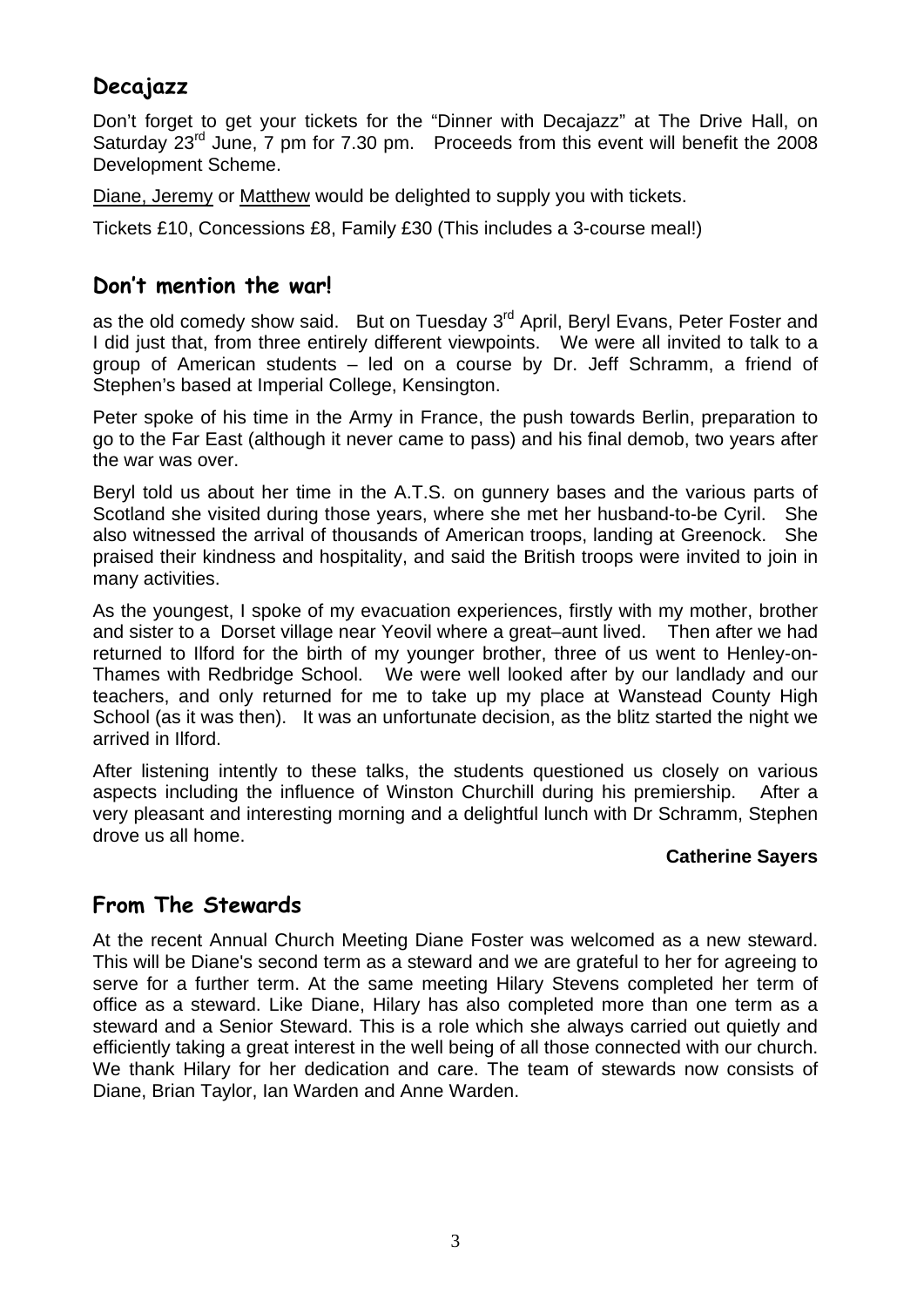## Decajazz

Don't forget to get your tickets for the "Dinner with Decajazz" at The Drive Hall, on Saturday 23rd June, 7 pm for 7.30 pm. Proceeds from this event will benefit the 2008 Development Scheme.

Diane, Jeremy or Matthew would be delighted to supply you with tickets.

Tickets £10, Concessions £8, Family £30 (This includes a 3-course meal!)

## Don't mention the war!

as the old comedy show said. But on Tuesday 3rd April, Beryl Evans, Peter Foster and I did just that, from three entirely different viewpoints. We were all invited to talk to a group of American students – led on a course by Dr. Jeff Schramm, a friend of Stephen's based at Imperial College, Kensington.

Peter spoke of his time in the Army in France, the push towards Berlin, preparation to go to the Far East (although it never came to pass) and his final demob, two years after the war was over.

Beryl told us about her time in the A.T.S. on gunnery bases and the various parts of Scotland she visited during those years, where she met her husband-to-be Cyril. She also witnessed the arrival of thousands of American troops, landing at Greenock. She praised their kindness and hospitality, and said the British troops were invited to join in many activities.

As the youngest, I spoke of my evacuation experiences, firstly with my mother, brother and sister to a Dorset village near Yeovil where a great–aunt lived. Then after we had returned to Ilford for the birth of my younger brother, three of us went to Henley-on-Thames with Redbridge School. We were well looked after by our landlady and our teachers, and only returned for me to take up my place at Wanstead County High School (as it was then). It was an unfortunate decision, as the blitz started the night we arrived in Ilford.

After listening intently to these talks, the students questioned us closely on various aspects including the influence of Winston Churchill during his premiership. After a very pleasant and interesting morning and a delightful lunch with Dr Schramm, Stephen drove us all home.

**Catherine Sayers**

## From The Stewards

At the recent Annual Church Meeting Diane Foster was welcomed as a new steward. This will be Diane's second term as a steward and we are grateful to her for agreeing to serve for a further term. At the same meeting Hilary Stevens completed her term of office as a steward. Like Diane, Hilary has also completed more than one term as a steward and a Senior Steward. This is a role which she always carried out quietly and efficiently taking a great interest in the well being of all those connected with our church. We thank Hilary for her dedication and care. The team of stewards now consists of Diane, Brian Taylor, Ian Warden and Anne Warden.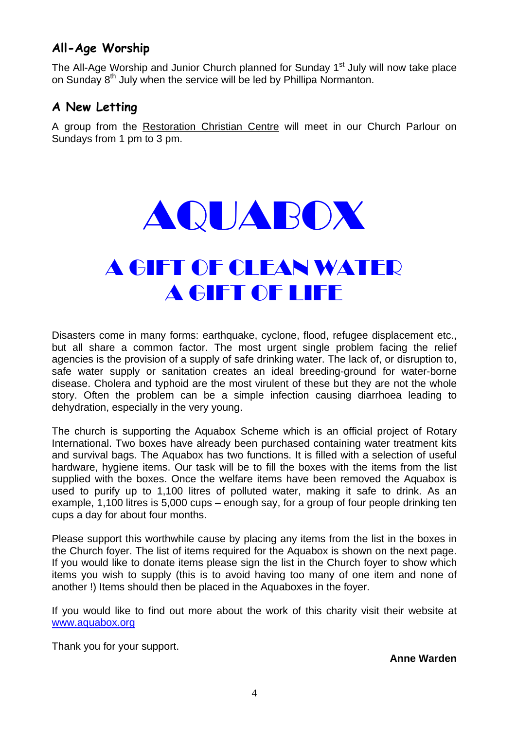## All-Age Worship

The All-Age Worship and Junior Church planned for Sunday 1st July will now take place on Sunday 8th July when the service will be led by Phillipa Normanton.

## A New Letting

A group from the Restoration Christian Centre will meet in our Church Parlour on Sundays from 1 pm to 3 pm.

# AQUABOX

# A GIFT OF CLEAN WATER A GIFT OF LIFE

Disasters come in many forms: earthquake, cyclone, flood, refugee displacement etc., but all share a common factor. The most urgent single problem facing the relief agencies is the provision of a supply of safe drinking water. The lack of, or disruption to, safe water supply or sanitation creates an ideal breeding-ground for water-borne disease. Cholera and typhoid are the most virulent of these but they are not the whole story. Often the problem can be a simple infection causing diarrhoea leading to dehydration, especially in the very young.

The church is supporting the Aquabox Scheme which is an official project of Rotary International. Two boxes have already been purchased containing water treatment kits and survival bags. The Aquabox has two functions. It is filled with a selection of useful hardware, hygiene items. Our task will be to fill the boxes with the items from the list supplied with the boxes. Once the welfare items have been removed the Aquabox is used to purify up to 1,100 litres of polluted water, making it safe to drink. As an example, 1,100 litres is 5,000 cups – enough say, for a group of four people drinking ten cups a day for about four months.

Please support this worthwhile cause by placing any items from the list in the boxes in the Church foyer. The list of items required for the Aquabox is shown on the next page. If you would like to donate items please sign the list in the Church foyer to show which items you wish to supply (this is to avoid having too many of one item and none of another !) Items should then be placed in the Aquaboxes in the foyer.

If you would like to find out more about the work of this charity visit their website at www.aquabox.org

Thank you for your support.

**Anne Warden**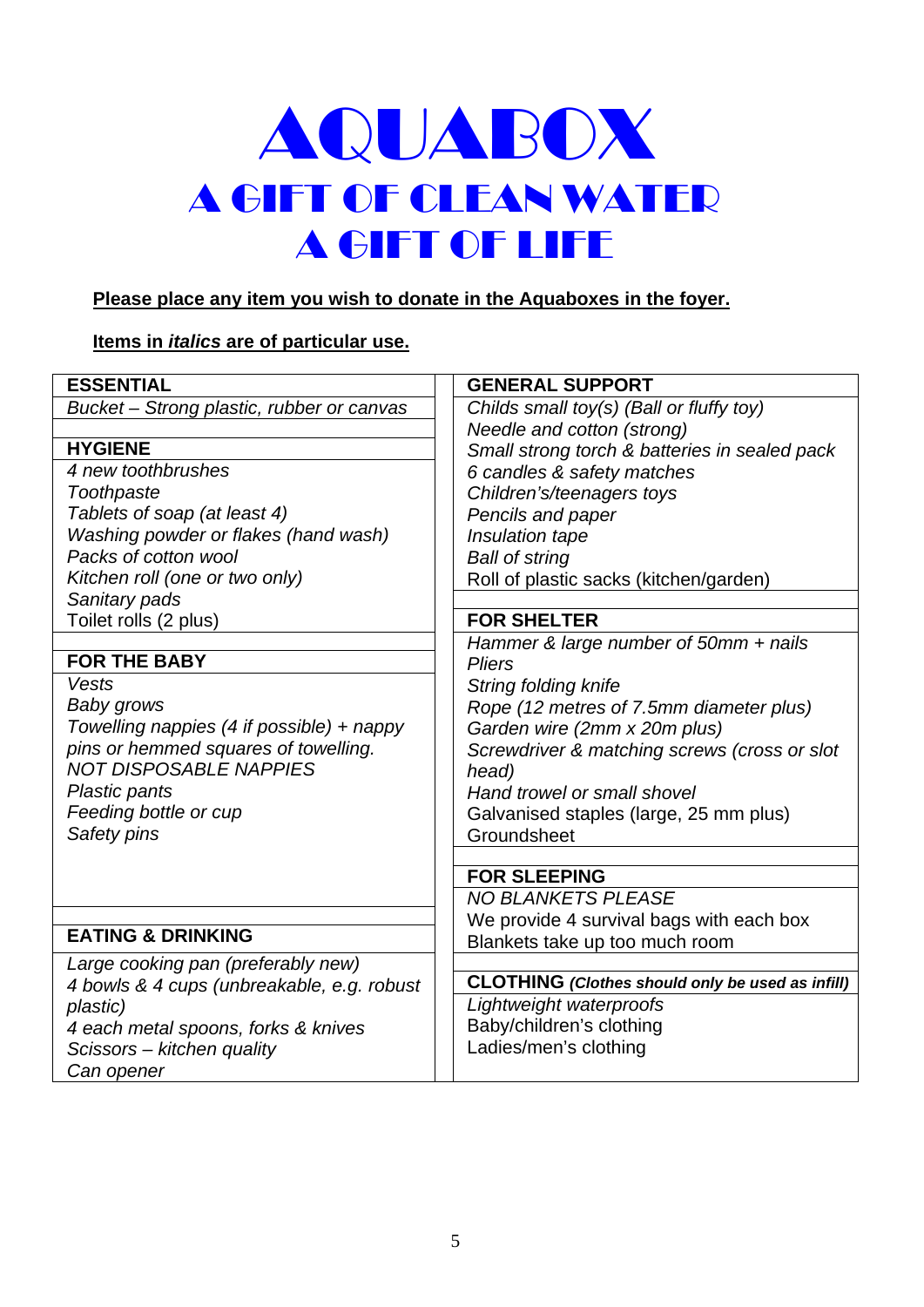# AQUABOX
## A GIFT OF CLEAN WATER
## A GIFT OF LIFE

**Please place any item you wish to donate in the Aquaboxes in the foyer.**

**Items in *italics* are of particular use.**

| **ESSENTIAL** | **GENERAL SUPPORT** |
|---|---|
| *Bucket – Strong plastic, rubber or canvas* | *Childs small toy(s) (Ball or fluffy toy)*<br>*Needle and cotton (strong)*<br>*Small strong torch & batteries in sealed pack*<br>*6 candles & safety matches*<br>*Children's/teenagers toys*<br>*Pencils and paper*<br>*Insulation tape*<br>*Ball of string*<br>Roll of plastic sacks (kitchen/garden) |
| **HYGIENE** | |
| *4 new toothbrushes*<br>*Toothpaste*<br>*Tablets of soap (at least 4)*<br>*Washing powder or flakes (hand wash)*<br>*Packs of cotton wool*<br>*Kitchen roll (one or two only)*<br>*Sanitary pads*<br>Toilet rolls (2 plus) | **FOR SHELTER** |
| **FOR THE BABY** | *Hammer & large number of 50mm + nails*<br>*Pliers*<br>*String folding knife*<br>*Rope (12 metres of 7.5mm diameter plus)*<br>*Garden wire (2mm x 20m plus)*<br>*Screwdriver & matching screws (cross or slot head)*<br>*Hand trowel or small shovel*<br>Galvanised staples (large, 25 mm plus)<br>Groundsheet |
| *Vests*<br>*Baby grows*<br>*Towelling nappies (4 if possible) + nappy pins or hemmed squares of towelling.*<br>*NOT DISPOSABLE NAPPIES*<br>*Plastic pants*<br>*Feeding bottle or cup*<br>*Safety pins* | **FOR SLEEPING** |
| **EATING & DRINKING** | *NO BLANKETS PLEASE*<br>We provide 4 survival bags with each box<br>Blankets take up too much room |
| *Large cooking pan (preferably new)*<br>*4 bowls & 4 cups (unbreakable, e.g. robust plastic)*<br>*4 each metal spoons, forks & knives*<br>*Scissors – kitchen quality*<br>*Can opener* | **CLOTHING** ***(Clothes should only be used as infill)***<br>*Lightweight waterproofs*<br>Baby/children's clothing<br>Ladies/men's clothing |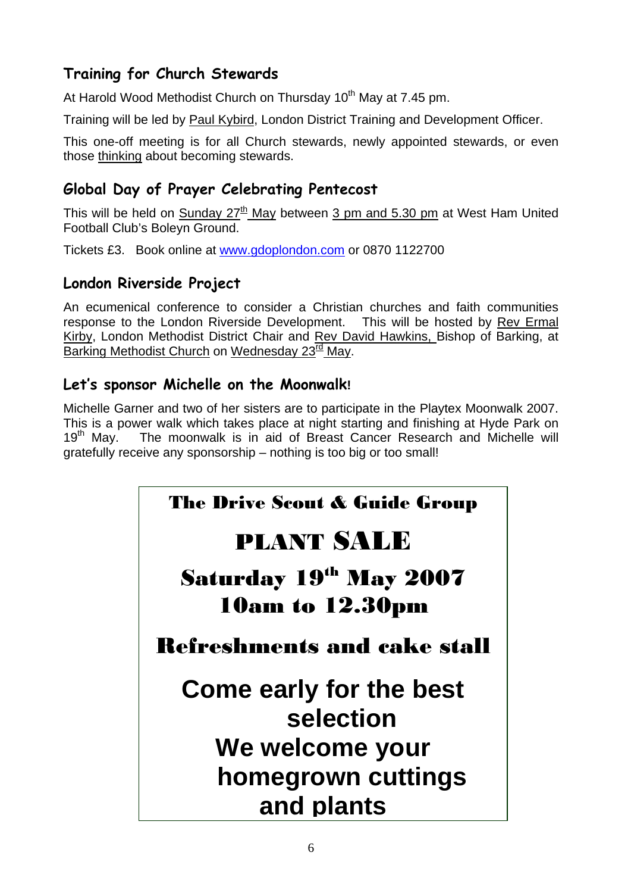## Training for Church Stewards

At Harold Wood Methodist Church on Thursday 10th May at 7.45 pm.

Training will be led by Paul Kybird, London District Training and Development Officer.

This one-off meeting is for all Church stewards, newly appointed stewards, or even those thinking about becoming stewards.

## Global Day of Prayer Celebrating Pentecost

This will be held on Sunday 27th May between 3 pm and 5.30 pm at West Ham United Football Club's Boleyn Ground.

Tickets £3. Book online at www.gdoplondon.com or 0870 1122700

## London Riverside Project

An ecumenical conference to consider a Christian churches and faith communities response to the London Riverside Development. This will be hosted by Rev Ermal Kirby, London Methodist District Chair and Rev David Hawkins, Bishop of Barking, at Barking Methodist Church on Wednesday 23rd May.

## Let's sponsor Michelle on the Moonwalk!

Michelle Garner and two of her sisters are to participate in the Playtex Moonwalk 2007. This is a power walk which takes place at night starting and finishing at Hyde Park on 19th May. The moonwalk is in aid of Breast Cancer Research and Michelle will gratefully receive any sponsorship – nothing is too big or too small!

---

**The Drive Scout & Guide Group**

# PLANT SALE

**Saturday 19th May 2007**
**10am to 12.30pm**

**Refreshments and cake stall**

**Come early for the best selection**
**We welcome your homegrown cuttings and plants**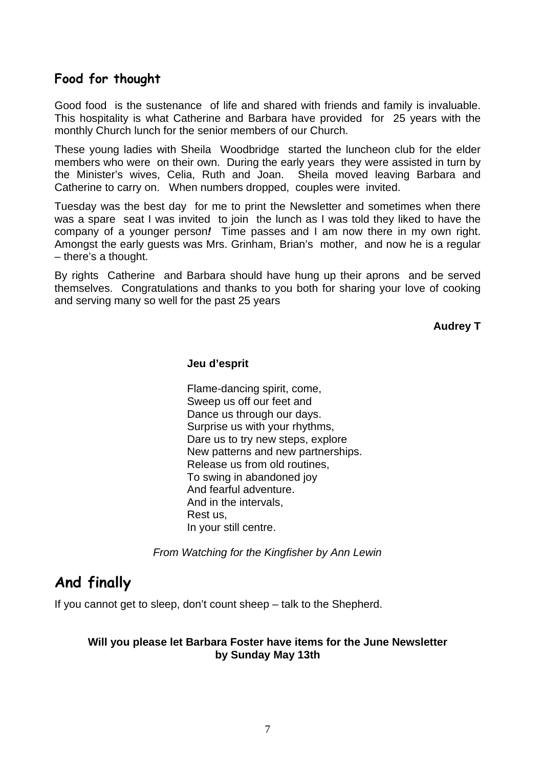## Food for thought

Good food is the sustenance of life and shared with friends and family is invaluable. This hospitality is what Catherine and Barbara have provided for 25 years with the monthly Church lunch for the senior members of our Church.

These young ladies with Sheila Woodbridge started the luncheon club for the elder members who were on their own. During the early years they were assisted in turn by the Minister's wives, Celia, Ruth and Joan. Sheila moved leaving Barbara and Catherine to carry on. When numbers dropped, couples were invited.

Tuesday was the best day for me to print the Newsletter and sometimes when there was a spare seat I was invited to join the lunch as I was told they liked to have the company of a younger person***!*** Time passes and I am now there in my own right. Amongst the early guests was Mrs. Grinham, Brian's mother, and now he is a regular – there's a thought.

By rights Catherine and Barbara should have hung up their aprons and be served themselves. Congratulations and thanks to you both for sharing your love of cooking and serving many so well for the past 25 years

**Audrey T**

**Jeu d'esprit**

Flame-dancing spirit, come,
Sweep us off our feet and
Dance us through our days.
Surprise us with your rhythms,
Dare us to try new steps, explore
New patterns and new partnerships.
Release us from old routines,
To swing in abandoned joy
And fearful adventure.
And in the intervals,
Rest us,
In your still centre.

*From Watching for the Kingfisher by Ann Lewin*

# And finally

If you cannot get to sleep, don't count sheep – talk to the Shepherd.

**Will you please let Barbara Foster have items for the June Newsletter by Sunday May 13th**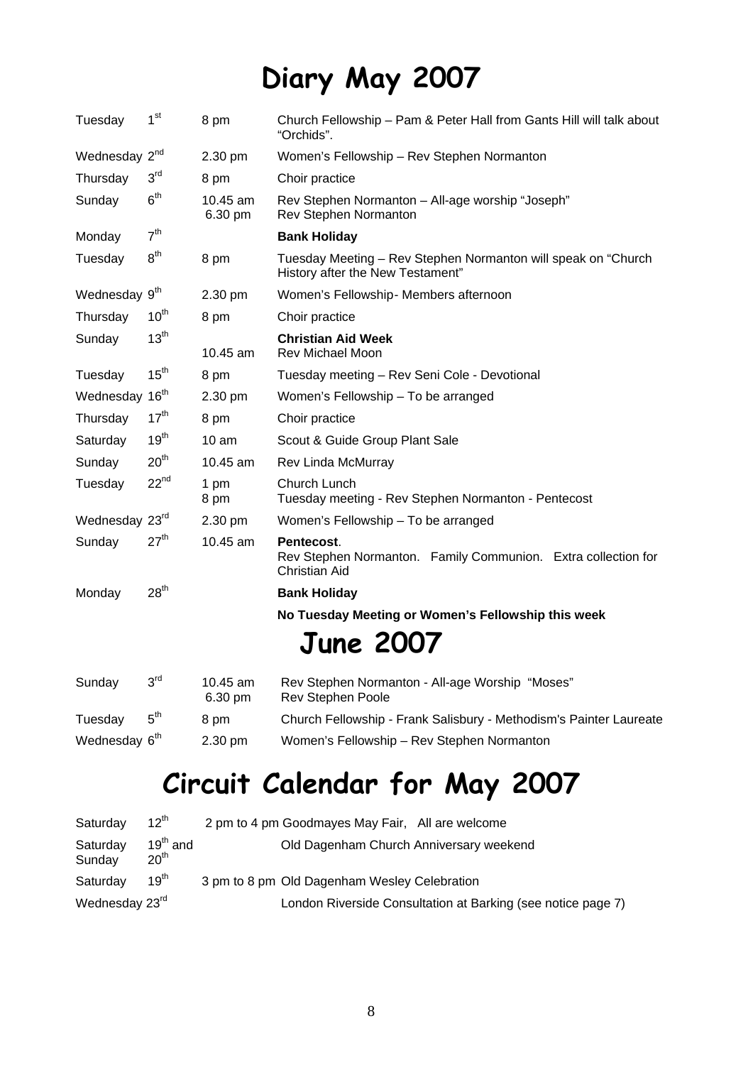# Diary May 2007

| | | | |
|---|---|---|---|
| Tuesday | 1st | 8 pm | Church Fellowship – Pam & Peter Hall from Gants Hill will talk about "Orchids". |
| Wednesday | 2nd | 2.30 pm | Women's Fellowship – Rev Stephen Normanton |
| Thursday | 3rd | 8 pm | Choir practice |
| Sunday | 6th | 10.45 am<br>6.30 pm | Rev Stephen Normanton – All-age worship "Joseph"<br>Rev Stephen Normanton |
| Monday | 7th | | **Bank Holiday** |
| Tuesday | 8th | 8 pm | Tuesday Meeting – Rev Stephen Normanton will speak on "Church History after the New Testament" |
| Wednesday | 9th | 2.30 pm | Women's Fellowship- Members afternoon |
| Thursday | 10th | 8 pm | Choir practice |
| Sunday | 13th | <br>10.45 am | **Christian Aid Week**<br>Rev Michael Moon |
| Tuesday | 15th | 8 pm | Tuesday meeting – Rev Seni Cole - Devotional |
| Wednesday | 16th | 2.30 pm | Women's Fellowship – To be arranged |
| Thursday | 17th | 8 pm | Choir practice |
| Saturday | 19th | 10 am | Scout & Guide Group Plant Sale |
| Sunday | 20th | 10.45 am | Rev Linda McMurray |
| Tuesday | 22nd | 1 pm<br>8 pm | Church Lunch<br>Tuesday meeting - Rev Stephen Normanton - Pentecost |
| Wednesday | 23rd | 2.30 pm | Women's Fellowship – To be arranged |
| Sunday | 27th | 10.45 am | **Pentecost**.<br>Rev Stephen Normanton. Family Communion. Extra collection for Christian Aid |
| Monday | 28th | | **Bank Holiday** |
| | | | **No Tuesday Meeting or Women's Fellowship this week** |

# June 2007

| | | | |
|---|---|---|---|
| Sunday | 3rd | 10.45 am<br>6.30 pm | Rev Stephen Normanton - All-age Worship "Moses"<br>Rev Stephen Poole |
| Tuesday | 5th | 8 pm | Church Fellowship - Frank Salisbury - Methodism's Painter Laureate |
| Wednesday | 6th | 2.30 pm | Women's Fellowship – Rev Stephen Normanton |

# Circuit Calendar for May 2007

| | | | |
|---|---|---|---|
| Saturday | 12th | 2 pm to 4 pm | Goodmayes May Fair, All are welcome |
| Saturday<br>Sunday | 19th and<br>20th | | Old Dagenham Church Anniversary weekend |
| Saturday | 19th | 3 pm to 8 pm | Old Dagenham Wesley Celebration |
| Wednesday | 23rd | | London Riverside Consultation at Barking (see notice page 7) |